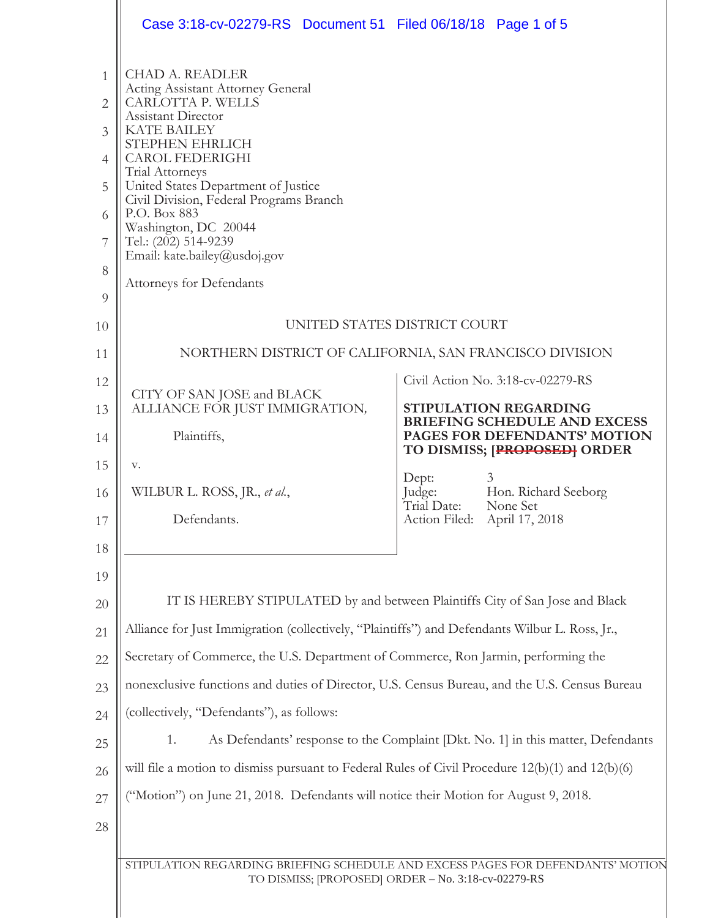CHAD A. READLER
Acting Assistant Attorney General
CARLOTTA P. WELLS
Assistant Director
KATE BAILEY
STEPHEN EHRLICH
CAROL FEDERIGHI
Trial Attorneys
United States Department of Justice
Civil Division, Federal Programs Branch
P.O. Box 883
Washington, DC 20044
Tel.: (202) 514-9239
Email: kate.bailey@usdoj.gov

Attorneys for Defendants

UNITED STATES DISTRICT COURT

NORTHERN DISTRICT OF CALIFORNIA, SAN FRANCISCO DIVISION

CITY OF SAN JOSE and BLACK ALLIANCE FOR JUST IMMIGRATION,

Plaintiffs,

v.

WILBUR L. ROSS, JR., *et al.*,

Defendants.

Civil Action No. 3:18-cv-02279-RS

**STIPULATION REGARDING BRIEFING SCHEDULE AND EXCESS PAGES FOR DEFENDANTS' MOTION TO DISMISS; [~~PROPOSED~~] ORDER**

Dept: 3
Judge: Hon. Richard Seeborg
Trial Date: None Set
Action Filed: April 17, 2018

IT IS HEREBY STIPULATED by and between Plaintiffs City of San Jose and Black Alliance for Just Immigration (collectively, "Plaintiffs") and Defendants Wilbur L. Ross, Jr., Secretary of Commerce, the U.S. Department of Commerce, Ron Jarmin, performing the nonexclusive functions and duties of Director, U.S. Census Bureau, and the U.S. Census Bureau (collectively, "Defendants"), as follows:

1. As Defendants' response to the Complaint [Dkt. No. 1] in this matter, Defendants will file a motion to dismiss pursuant to Federal Rules of Civil Procedure 12(b)(1) and 12(b)(6) ("Motion") on June 21, 2018. Defendants will notice their Motion for August 9, 2018.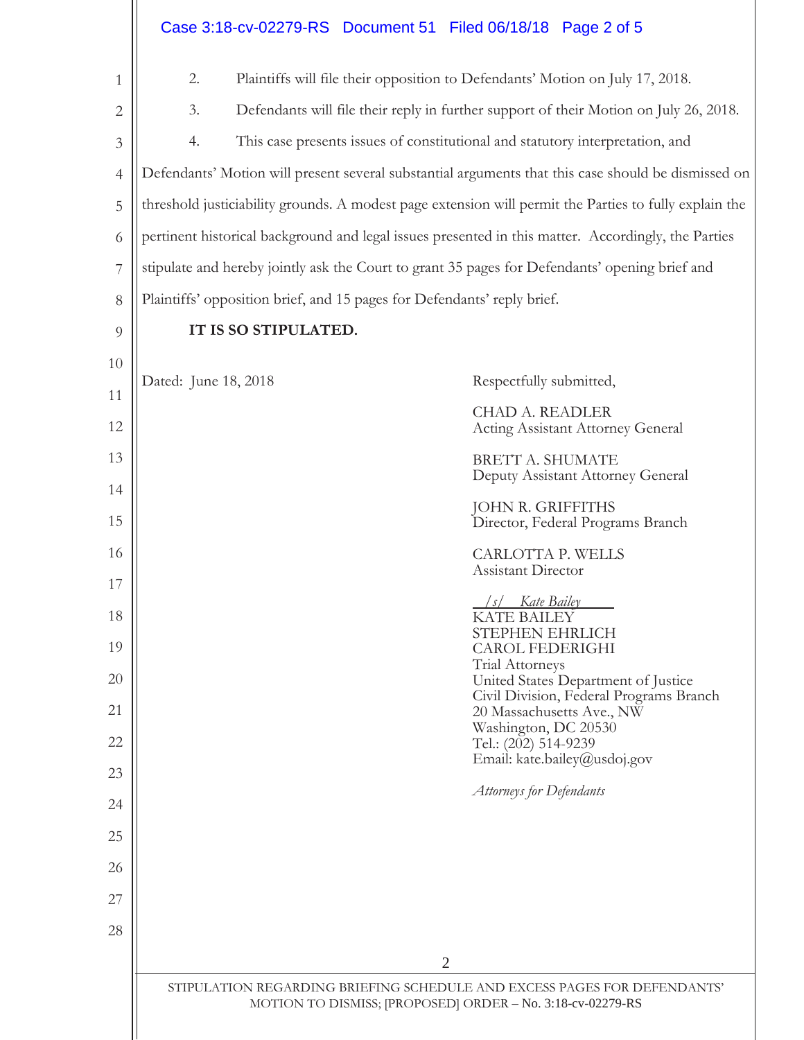2. Plaintiffs will file their opposition to Defendants' Motion on July 17, 2018.

3. Defendants will file their reply in further support of their Motion on July 26, 2018.

4. This case presents issues of constitutional and statutory interpretation, and Defendants' Motion will present several substantial arguments that this case should be dismissed on threshold justiciability grounds. A modest page extension will permit the Parties to fully explain the pertinent historical background and legal issues presented in this matter. Accordingly, the Parties stipulate and hereby jointly ask the Court to grant 35 pages for Defendants' opening brief and Plaintiffs' opposition brief, and 15 pages for Defendants' reply brief.

**IT IS SO STIPULATED.**

Dated: June 18, 2018

Respectfully submitted,

CHAD A. READLER
Acting Assistant Attorney General

BRETT A. SHUMATE
Deputy Assistant Attorney General

JOHN R. GRIFFITHS
Director, Federal Programs Branch

CARLOTTA P. WELLS
Assistant Director

*/s/ Kate Bailey*
KATE BAILEY
STEPHEN EHRLICH
CAROL FEDERIGHI
Trial Attorneys
United States Department of Justice
Civil Division, Federal Programs Branch
20 Massachusetts Ave., NW
Washington, DC 20530
Tel.: (202) 514-9239
Email: kate.bailey@usdoj.gov

*Attorneys for Defendants*

STIPULATION REGARDING BRIEFING SCHEDULE AND EXCESS PAGES FOR DEFENDANTS' MOTION TO DISMISS; [PROPOSED] ORDER – No. 3:18-cv-02279-RS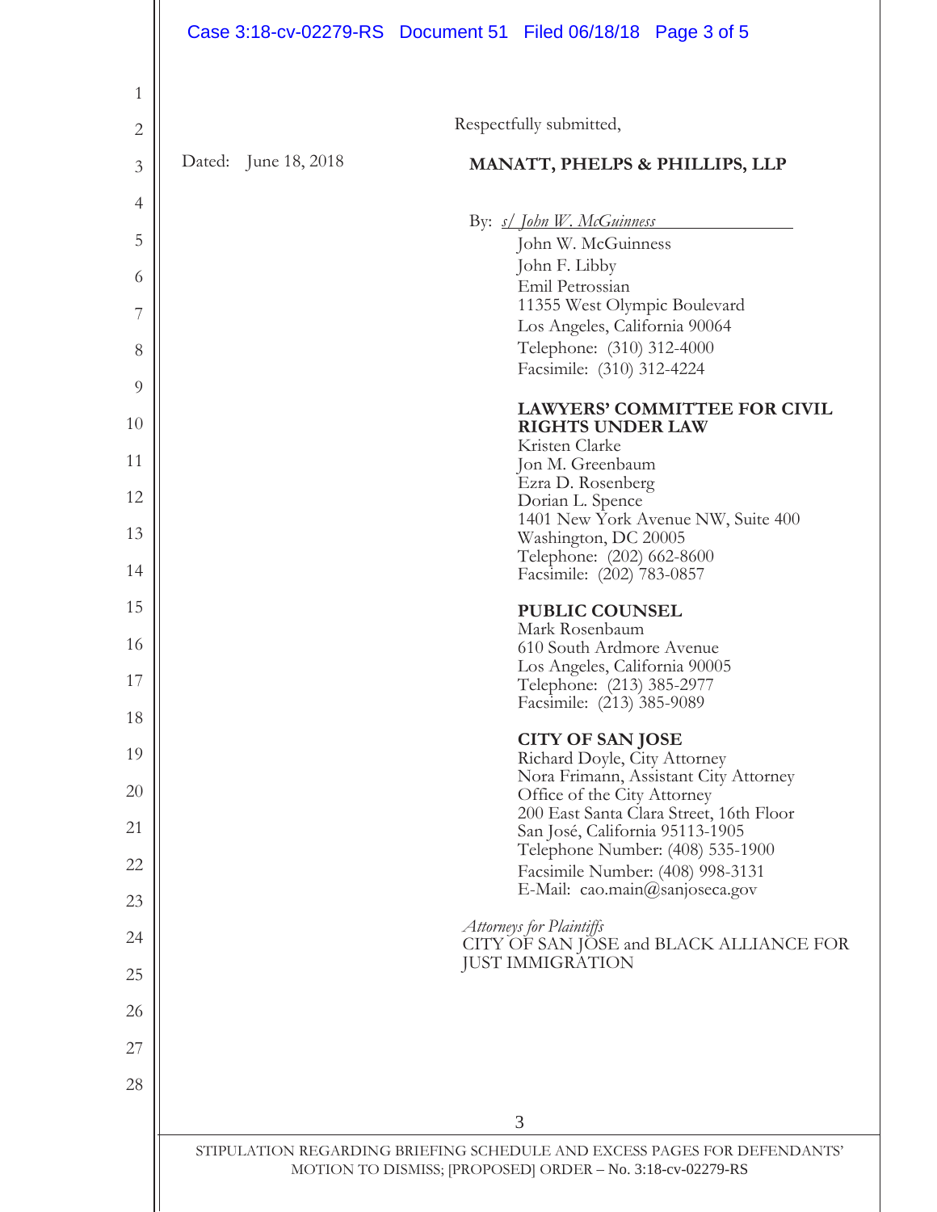Respectfully submitted,

Dated: June 18, 2018

**MANATT, PHELPS & PHILLIPS, LLP**

By: *s/ John W. McGuinness*

John W. McGuinness
John F. Libby
Emil Petrossian
11355 West Olympic Boulevard
Los Angeles, California 90064
Telephone: (310) 312-4000
Facsimile: (310) 312-4224

**LAWYERS' COMMITTEE FOR CIVIL RIGHTS UNDER LAW**
Kristen Clarke
Jon M. Greenbaum
Ezra D. Rosenberg
Dorian L. Spence
1401 New York Avenue NW, Suite 400
Washington, DC 20005
Telephone: (202) 662-8600
Facsimile: (202) 783-0857

**PUBLIC COUNSEL**
Mark Rosenbaum
610 South Ardmore Avenue
Los Angeles, California 90005
Telephone: (213) 385-2977
Facsimile: (213) 385-9089

**CITY OF SAN JOSE**
Richard Doyle, City Attorney
Nora Frimann, Assistant City Attorney
Office of the City Attorney
200 East Santa Clara Street, 16th Floor
San José, California 95113-1905
Telephone Number: (408) 535-1900
Facsimile Number: (408) 998-3131
E-Mail: cao.main@sanjoseca.gov

*Attorneys for Plaintiffs*
CITY OF SAN JOSE and BLACK ALLIANCE FOR JUST IMMIGRATION

STIPULATION REGARDING BRIEFING SCHEDULE AND EXCESS PAGES FOR DEFENDANTS' MOTION TO DISMISS; [PROPOSED] ORDER – No. 3:18-cv-02279-RS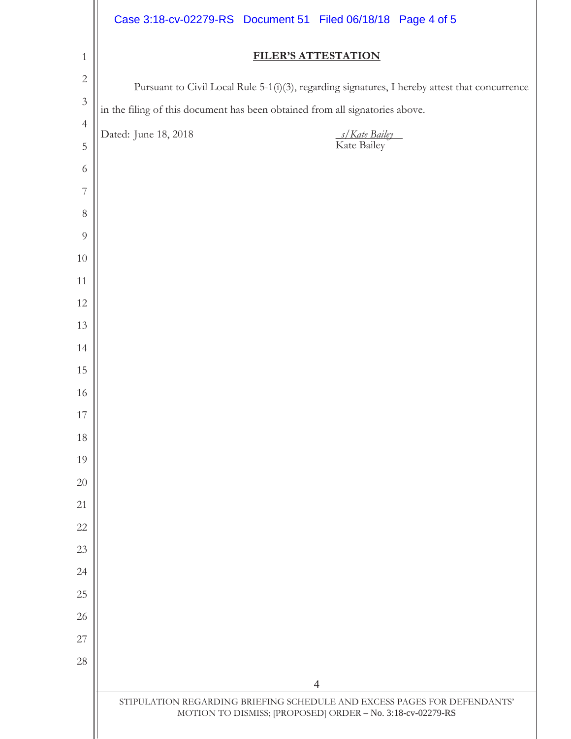**FILER'S ATTESTATION**

Pursuant to Civil Local Rule 5-1(i)(3), regarding signatures, I hereby attest that concurrence in the filing of this document has been obtained from all signatories above.

Dated: June 18, 2018

*s/Kate Bailey*
Kate Bailey

STIPULATION REGARDING BRIEFING SCHEDULE AND EXCESS PAGES FOR DEFENDANTS' MOTION TO DISMISS; [PROPOSED] ORDER – No. 3:18-cv-02279-RS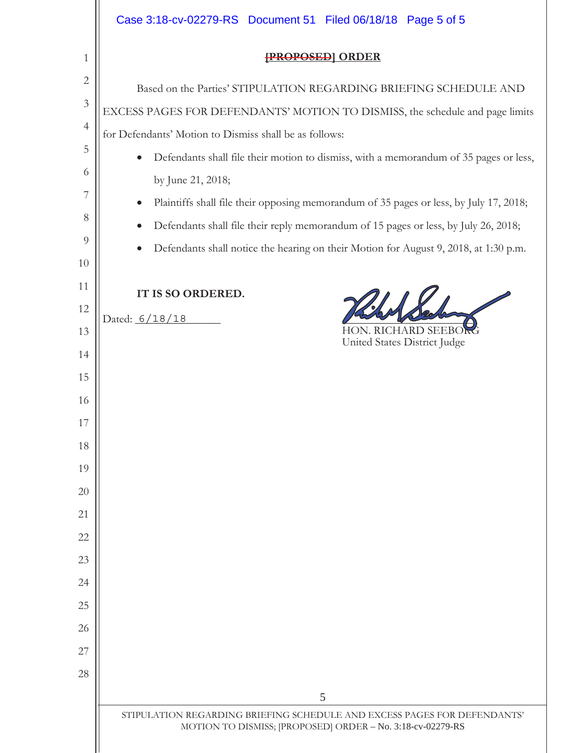**~~[PROPOSED]~~ ORDER**

Based on the Parties' STIPULATION REGARDING BRIEFING SCHEDULE AND EXCESS PAGES FOR DEFENDANTS' MOTION TO DISMISS, the schedule and page limits for Defendants' Motion to Dismiss shall be as follows:

- Defendants shall file their motion to dismiss, with a memorandum of 35 pages or less, by June 21, 2018;
- Plaintiffs shall file their opposing memorandum of 35 pages or less, by July 17, 2018;
- Defendants shall file their reply memorandum of 15 pages or less, by July 26, 2018;
- Defendants shall notice the hearing on their Motion for August 9, 2018, at 1:30 p.m.

**IT IS SO ORDERED.**

Dated: 6/18/18

HON. RICHARD SEEBORG
United States District Judge

STIPULATION REGARDING BRIEFING SCHEDULE AND EXCESS PAGES FOR DEFENDANTS' MOTION TO DISMISS; [PROPOSED] ORDER – No. 3:18-cv-02279-RS